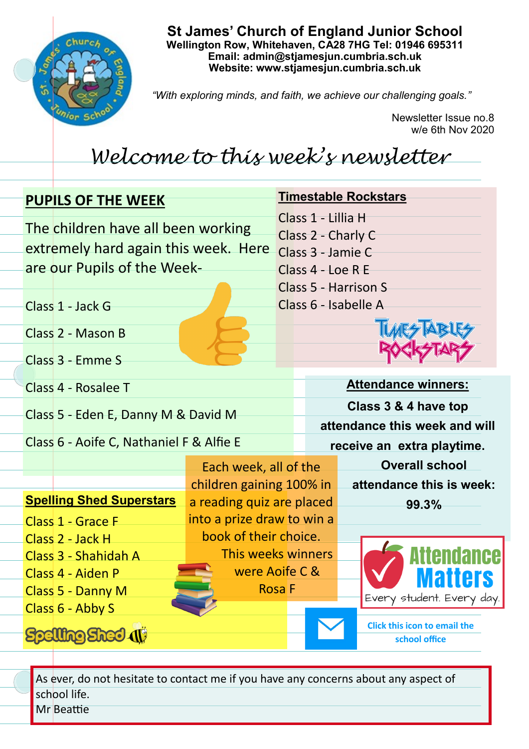# St James' Church of England Junior School

**Wellington Row, Whitehaven, CA28 7HG Tel: 01946 695311**
**Email: admin@stjamesjun.cumbria.sch.uk**
**Website: www.stjamesjun.cumbria.sch.uk**

*"With exploring minds, and faith, we achieve our challenging goals."*

Newsletter Issue no.8
w/e 6th Nov 2020

## *Welcome to this week's newsletter*

### PUPILS OF THE WEEK

The children have all been working extremely hard again this week. Here are our Pupils of the Week-

Class 1 - Jack G
Class 2 - Mason B
Class 3 - Emme S
Class 4 - Rosalee T
Class 5 - Eden E, Danny M & David M
Class 6 - Aoife C, Nathaniel F & Alfie E

### Timestable Rockstars

Class 1 - Lillia H
Class 2 - Charly C
Class 3 - Jamie C
Class 4 - Loe R E
Class 5 - Harrison S
Class 6 - Isabelle A

TIMES TABLES ROCKSTARS

### Attendance winners:

**Class 3 & 4 have top attendance this week and will receive an extra playtime.**

**Overall school attendance this is week: 99.3%**

Attendance Matters
Every student. Every day.

### Spelling Shed Superstars

Class 1 - Grace F
Class 2 - Jack H
Class 3 - Shahidah A
Class 4 - Aiden P
Class 5 - Danny M
Class 6 - Abby S

Spelling Shed

Each week, all of the children gaining 100% in a reading quiz are placed into a prize draw to win a book of their choice.
This weeks winners were Aoife C & Rosa F

**Click this icon to email the school office**

As ever, do not hesitate to contact me if you have any concerns about any aspect of school life.
Mr Beattie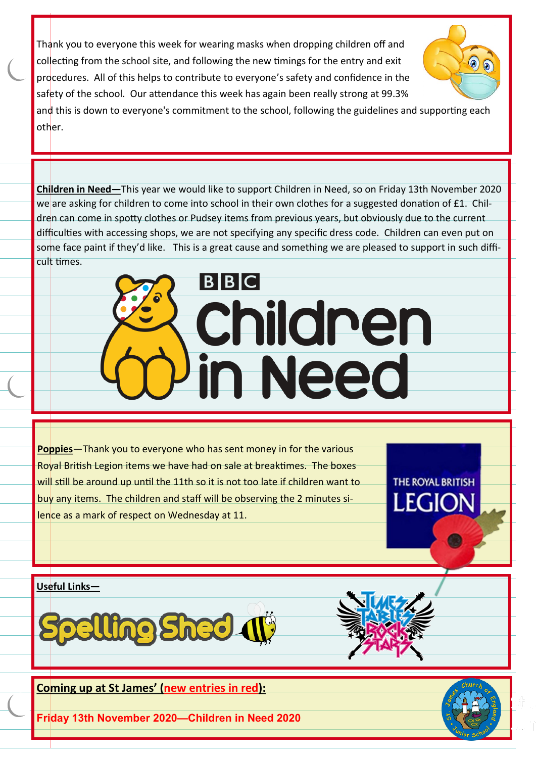Thank you to everyone this week for wearing masks when dropping children off and collecting from the school site, and following the new timings for the entry and exit procedures. All of this helps to contribute to everyone's safety and confidence in the safety of the school. Our attendance this week has again been really strong at 99.3% and this is down to everyone's commitment to the school, following the guidelines and supporting each other.

**Children in Need—**This year we would like to support Children in Need, so on Friday 13th November 2020 we are asking for children to come into school in their own clothes for a suggested donation of £1. Children can come in spotty clothes or Pudsey items from previous years, but obviously due to the current difficulties with accessing shops, we are not specifying any specific dress code. Children can even put on some face paint if they'd like. This is a great cause and something we are pleased to support in such difficult times.

**Poppies**—Thank you to everyone who has sent money in for the various Royal British Legion items we have had on sale at breaktimes. The boxes will still be around up until the 11th so it is not too late if children want to buy any items. The children and staff will be observing the 2 minutes silence as a mark of respect on Wednesday at 11.

**Useful Links—**

Spelling Shed

Times Tables Rock Stars

**Coming up at St James' (new entries in red):**

**Friday 13th November 2020—Children in Need 2020**